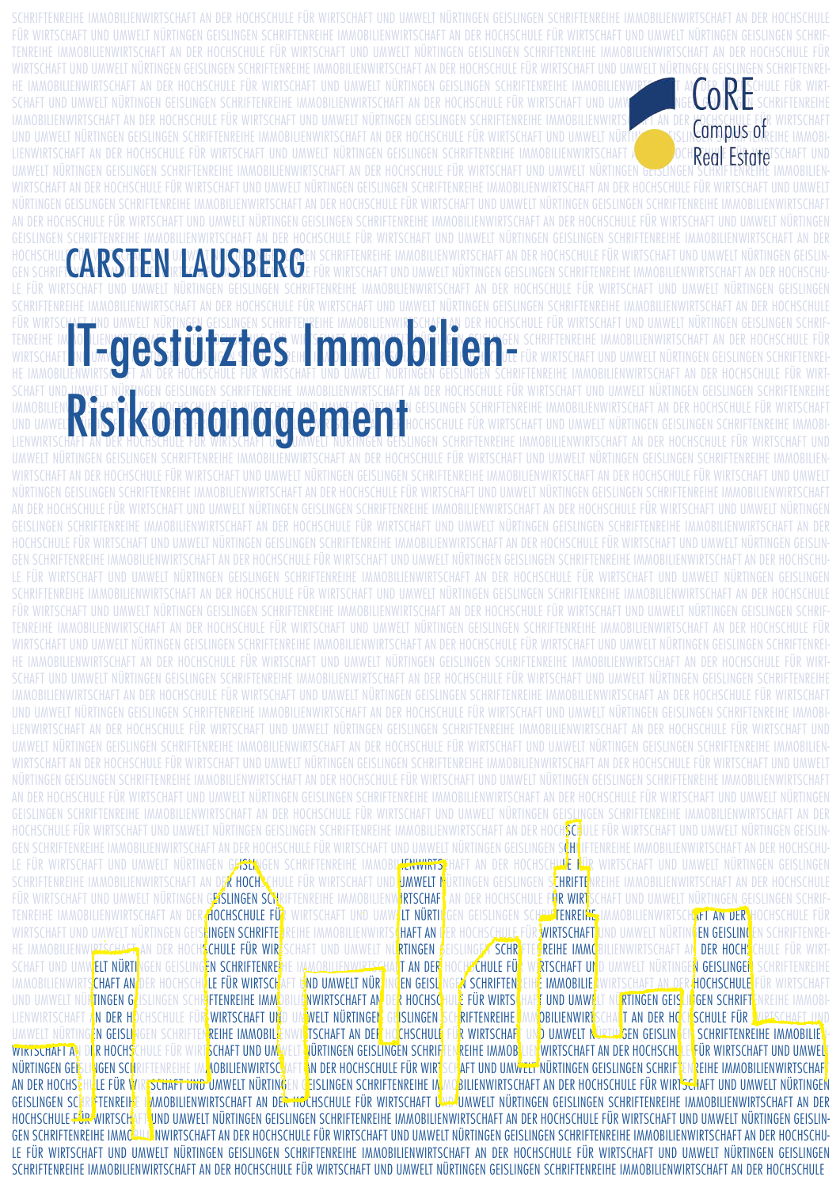CoRE Campus of Real Estate

CARSTEN LAUSBERG

# IT-gestütztes Immobilien-Risikomanagement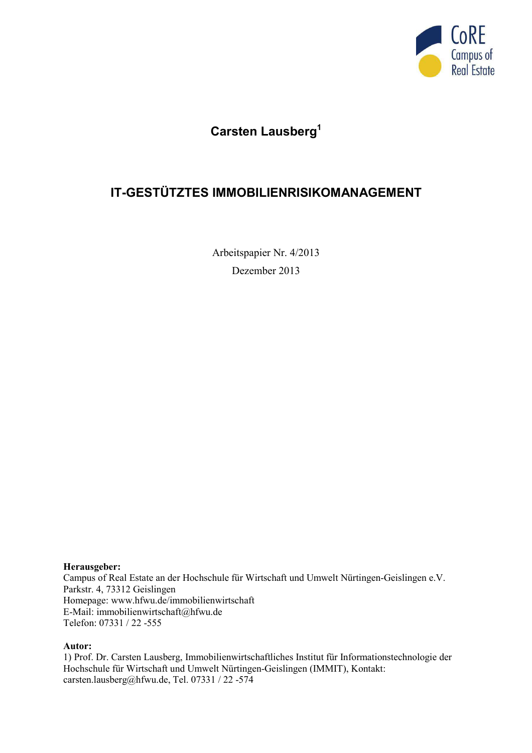**Carsten Lausberg**[1]

# IT-GESTÜTZTES IMMOBILIENRISIKOMANAGEMENT

Arbeitspapier Nr. 4/2013

Dezember 2013

**Herausgeber:**
Campus of Real Estate an der Hochschule für Wirtschaft und Umwelt Nürtingen-Geislingen e.V.
Parkstr. 4, 73312 Geislingen
Homepage: www.hfwu.de/immobilienwirtschaft
E-Mail: immobilienwirtschaft@hfwu.de
Telefon: 07331 / 22 -555

**Autor:**
1) Prof. Dr. Carsten Lausberg, Immobilienwirtschaftliches Institut für Informationstechnologie der Hochschule für Wirtschaft und Umwelt Nürtingen-Geislingen (IMMIT), Kontakt: carsten.lausberg@hfwu.de, Tel. 07331 / 22 -574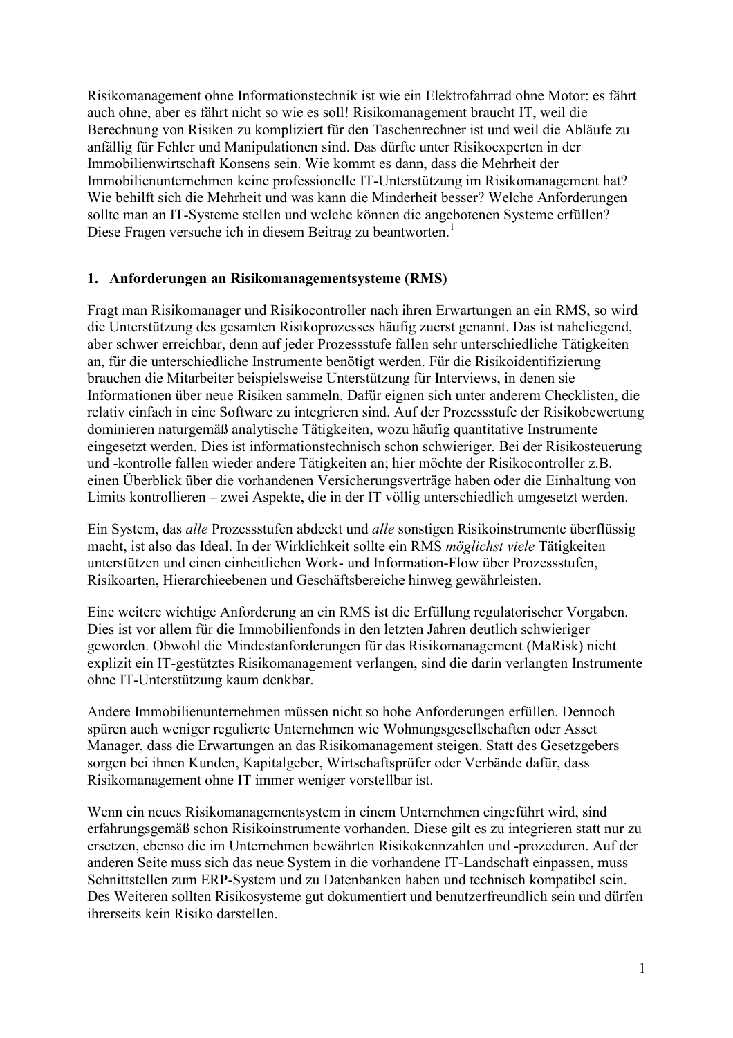Risikomanagement ohne Informationstechnik ist wie ein Elektrofahrrad ohne Motor: es fährt auch ohne, aber es fährt nicht so wie es soll! Risikomanagement braucht IT, weil die Berechnung von Risiken zu kompliziert für den Taschenrechner ist und weil die Abläufe zu anfällig für Fehler und Manipulationen sind. Das dürfte unter Risikoexperten in der Immobilienwirtschaft Konsens sein. Wie kommt es dann, dass die Mehrheit der Immobilienunternehmen keine professionelle IT-Unterstützung im Risikomanagement hat? Wie behilft sich die Mehrheit und was kann die Minderheit besser? Welche Anforderungen sollte man an IT-Systeme stellen und welche können die angebotenen Systeme erfüllen? Diese Fragen versuche ich in diesem Beitrag zu beantworten.[1]

## 1. Anforderungen an Risikomanagementsysteme (RMS)

Fragt man Risikomanager und Risikocontroller nach ihren Erwartungen an ein RMS, so wird die Unterstützung des gesamten Risikoprozesses häufig zuerst genannt. Das ist naheliegend, aber schwer erreichbar, denn auf jeder Prozessstufe fallen sehr unterschiedliche Tätigkeiten an, für die unterschiedliche Instrumente benötigt werden. Für die Risikoidentifizierung brauchen die Mitarbeiter beispielsweise Unterstützung für Interviews, in denen sie Informationen über neue Risiken sammeln. Dafür eignen sich unter anderem Checklisten, die relativ einfach in eine Software zu integrieren sind. Auf der Prozessstufe der Risikobewertung dominieren naturgemäß analytische Tätigkeiten, wozu häufig quantitative Instrumente eingesetzt werden. Dies ist informationstechnisch schon schwieriger. Bei der Risikosteuerung und -kontrolle fallen wieder andere Tätigkeiten an; hier möchte der Risikocontroller z.B. einen Überblick über die vorhandenen Versicherungsverträge haben oder die Einhaltung von Limits kontrollieren – zwei Aspekte, die in der IT völlig unterschiedlich umgesetzt werden.

Ein System, das *alle* Prozessstufen abdeckt und *alle* sonstigen Risikoinstrumente überflüssig macht, ist also das Ideal. In der Wirklichkeit sollte ein RMS *möglichst viele* Tätigkeiten unterstützen und einen einheitlichen Work- und Information-Flow über Prozessstufen, Risikoarten, Hierarchieebenen und Geschäftsbereiche hinweg gewährleisten.

Eine weitere wichtige Anforderung an ein RMS ist die Erfüllung regulatorischer Vorgaben. Dies ist vor allem für die Immobilienfonds in den letzten Jahren deutlich schwieriger geworden. Obwohl die Mindestanforderungen für das Risikomanagement (MaRisk) nicht explizit ein IT-gestütztes Risikomanagement verlangen, sind die darin verlangten Instrumente ohne IT-Unterstützung kaum denkbar.

Andere Immobilienunternehmen müssen nicht so hohe Anforderungen erfüllen. Dennoch spüren auch weniger regulierte Unternehmen wie Wohnungsgesellschaften oder Asset Manager, dass die Erwartungen an das Risikomanagement steigen. Statt des Gesetzgebers sorgen bei ihnen Kunden, Kapitalgeber, Wirtschaftsprüfer oder Verbände dafür, dass Risikomanagement ohne IT immer weniger vorstellbar ist.

Wenn ein neues Risikomanagementsystem in einem Unternehmen eingeführt wird, sind erfahrungsgemäß schon Risikoinstrumente vorhanden. Diese gilt es zu integrieren statt nur zu ersetzen, ebenso die im Unternehmen bewährten Risikokennzahlen und -prozeduren. Auf der anderen Seite muss sich das neue System in die vorhandene IT-Landschaft einpassen, muss Schnittstellen zum ERP-System und zu Datenbanken haben und technisch kompatibel sein. Des Weiteren sollten Risikosysteme gut dokumentiert und benutzerfreundlich sein und dürfen ihrerseits kein Risiko darstellen.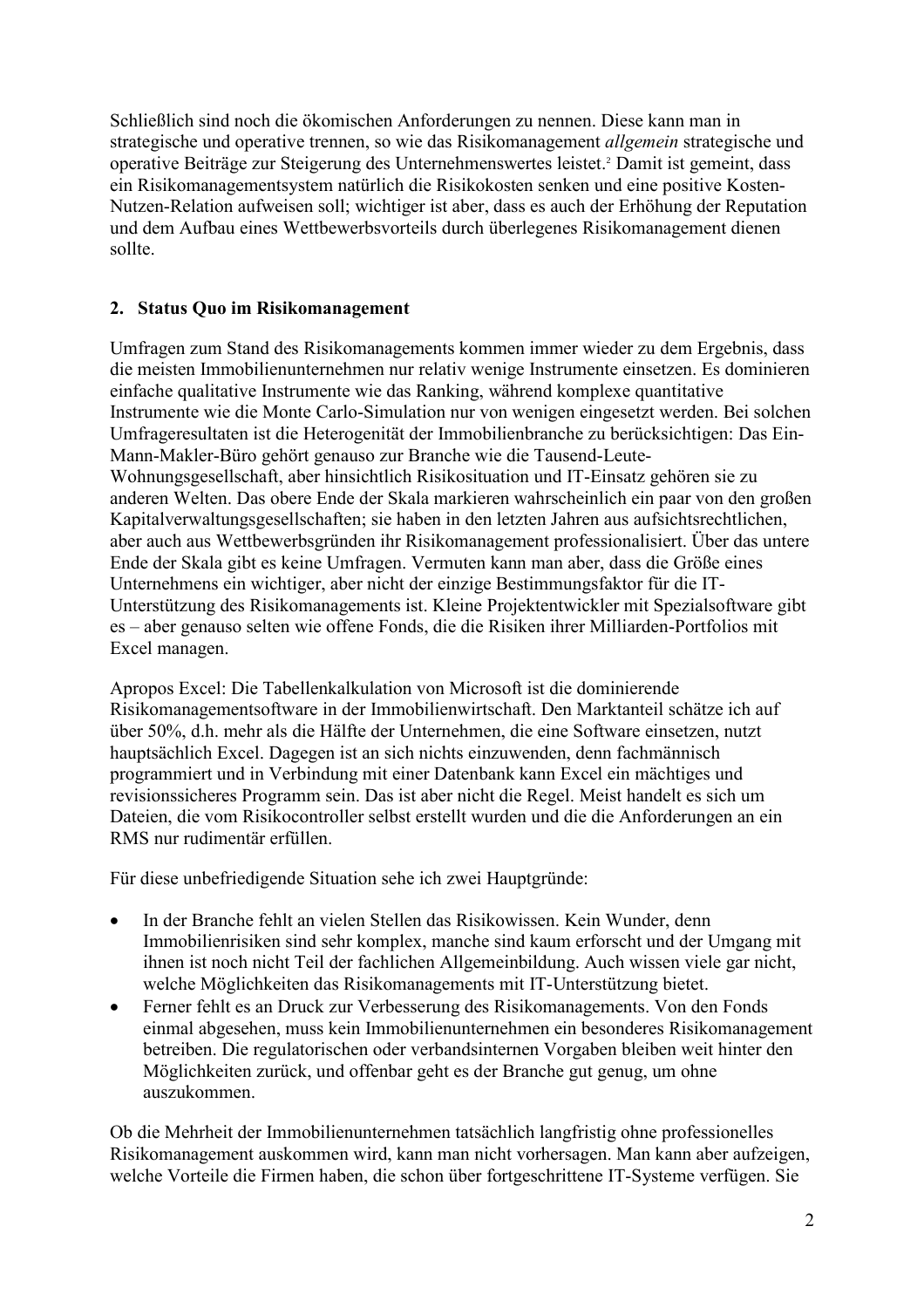Schließlich sind noch die ökomischen Anforderungen zu nennen. Diese kann man in strategische und operative trennen, so wie das Risikomanagement *allgemein* strategische und operative Beiträge zur Steigerung des Unternehmenswertes leistet.[2] Damit ist gemeint, dass ein Risikomanagementsystem natürlich die Risikokosten senken und eine positive Kosten-Nutzen-Relation aufweisen soll; wichtiger ist aber, dass es auch der Erhöhung der Reputation und dem Aufbau eines Wettbewerbsvorteils durch überlegenes Risikomanagement dienen sollte.

## 2. Status Quo im Risikomanagement

Umfragen zum Stand des Risikomanagements kommen immer wieder zu dem Ergebnis, dass die meisten Immobilienunternehmen nur relativ wenige Instrumente einsetzen. Es dominieren einfache qualitative Instrumente wie das Ranking, während komplexe quantitative Instrumente wie die Monte Carlo-Simulation nur von wenigen eingesetzt werden. Bei solchen Umfrageresultaten ist die Heterogenität der Immobilienbranche zu berücksichtigen: Das Ein-Mann-Makler-Büro gehört genauso zur Branche wie die Tausend-Leute-Wohnungsgesellschaft, aber hinsichtlich Risikosituation und IT-Einsatz gehören sie zu anderen Welten. Das obere Ende der Skala markieren wahrscheinlich ein paar von den großen Kapitalverwaltungsgesellschaften; sie haben in den letzten Jahren aus aufsichtsrechtlichen, aber auch aus Wettbewerbsgründen ihr Risikomanagement professionalisiert. Über das untere Ende der Skala gibt es keine Umfragen. Vermuten kann man aber, dass die Größe eines Unternehmens ein wichtiger, aber nicht der einzige Bestimmungsfaktor für die IT-Unterstützung des Risikomanagements ist. Kleine Projektentwickler mit Spezialsoftware gibt es – aber genauso selten wie offene Fonds, die die Risiken ihrer Milliarden-Portfolios mit Excel managen.

Apropos Excel: Die Tabellenkalkulation von Microsoft ist die dominierende Risikomanagementsoftware in der Immobilienwirtschaft. Den Marktanteil schätze ich auf über 50%, d.h. mehr als die Hälfte der Unternehmen, die eine Software einsetzen, nutzt hauptsächlich Excel. Dagegen ist an sich nichts einzuwenden, denn fachmännisch programmiert und in Verbindung mit einer Datenbank kann Excel ein mächtiges und revisionssicheres Programm sein. Das ist aber nicht die Regel. Meist handelt es sich um Dateien, die vom Risikocontroller selbst erstellt wurden und die die Anforderungen an ein RMS nur rudimentär erfüllen.

Für diese unbefriedigende Situation sehe ich zwei Hauptgründe:

- In der Branche fehlt an vielen Stellen das Risikowissen. Kein Wunder, denn Immobilienrisiken sind sehr komplex, manche sind kaum erforscht und der Umgang mit ihnen ist noch nicht Teil der fachlichen Allgemeinbildung. Auch wissen viele gar nicht, welche Möglichkeiten das Risikomanagements mit IT-Unterstützung bietet.
- Ferner fehlt es an Druck zur Verbesserung des Risikomanagements. Von den Fonds einmal abgesehen, muss kein Immobilienunternehmen ein besonderes Risikomanagement betreiben. Die regulatorischen oder verbandsinternen Vorgaben bleiben weit hinter den Möglichkeiten zurück, und offenbar geht es der Branche gut genug, um ohne auszukommen.

Ob die Mehrheit der Immobilienunternehmen tatsächlich langfristig ohne professionelles Risikomanagement auskommen wird, kann man nicht vorhersagen. Man kann aber aufzeigen, welche Vorteile die Firmen haben, die schon über fortgeschrittene IT-Systeme verfügen. Sie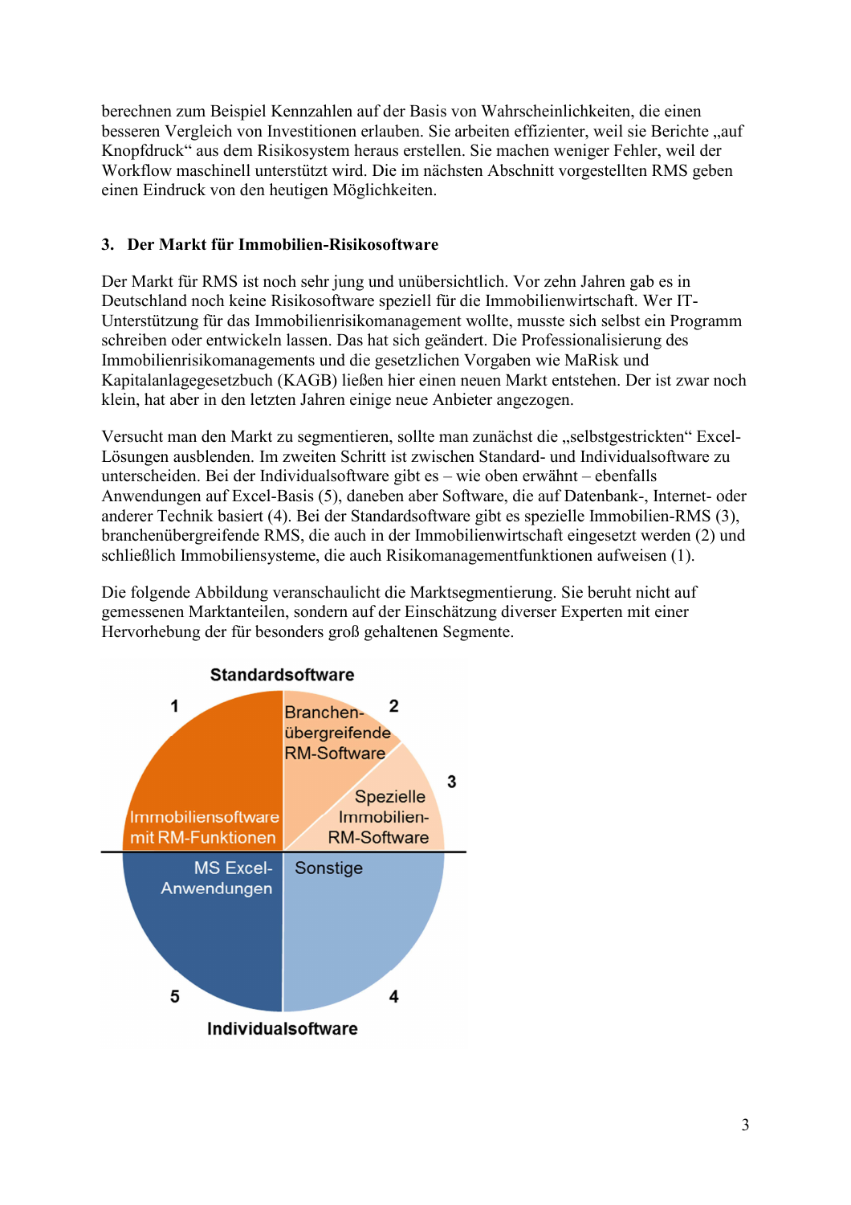berechnen zum Beispiel Kennzahlen auf der Basis von Wahrscheinlichkeiten, die einen besseren Vergleich von Investitionen erlauben. Sie arbeiten effizienter, weil sie Berichte „auf Knopfdruck" aus dem Risikosystem heraus erstellen. Sie machen weniger Fehler, weil der Workflow maschinell unterstützt wird. Die im nächsten Abschnitt vorgestellten RMS geben einen Eindruck von den heutigen Möglichkeiten.

## 3. Der Markt für Immobilien-Risikosoftware

Der Markt für RMS ist noch sehr jung und unübersichtlich. Vor zehn Jahren gab es in Deutschland noch keine Risikosoftware speziell für die Immobilienwirtschaft. Wer IT-Unterstützung für das Immobilienrisikomanagement wollte, musste sich selbst ein Programm schreiben oder entwickeln lassen. Das hat sich geändert. Die Professionalisierung des Immobilienrisikomanagements und die gesetzlichen Vorgaben wie MaRisk und Kapitalanlagegesetzbuch (KAGB) ließen hier einen neuen Markt entstehen. Der ist zwar noch klein, hat aber in den letzten Jahren einige neue Anbieter angezogen.

Versucht man den Markt zu segmentieren, sollte man zunächst die „selbstgestrickten" Excel-Lösungen ausblenden. Im zweiten Schritt ist zwischen Standard- und Individualsoftware zu unterscheiden. Bei der Individualsoftware gibt es – wie oben erwähnt – ebenfalls Anwendungen auf Excel-Basis (5), daneben aber Software, die auf Datenbank-, Internet- oder anderer Technik basiert (4). Bei der Standardsoftware gibt es spezielle Immobilien-RMS (3), branchenübergreifende RMS, die auch in der Immobilienwirtschaft eingesetzt werden (2) und schließlich Immobiliensysteme, die auch Risikomanagementfunktionen aufweisen (1).

Die folgende Abbildung veranschaulicht die Marktsegmentierung. Sie beruht nicht auf gemessenen Marktanteilen, sondern auf der Einschätzung diverser Experten mit einer Hervorhebung der für besonders groß gehaltenen Segmente.

**Standardsoftware**

1 Immobiliensoftware mit RM-Funktionen

2 Branchen-übergreifende RM-Software

3 Spezielle Immobilien-RM-Software

5 MS Excel-Anwendungen

4 Sonstige

**Individualsoftware**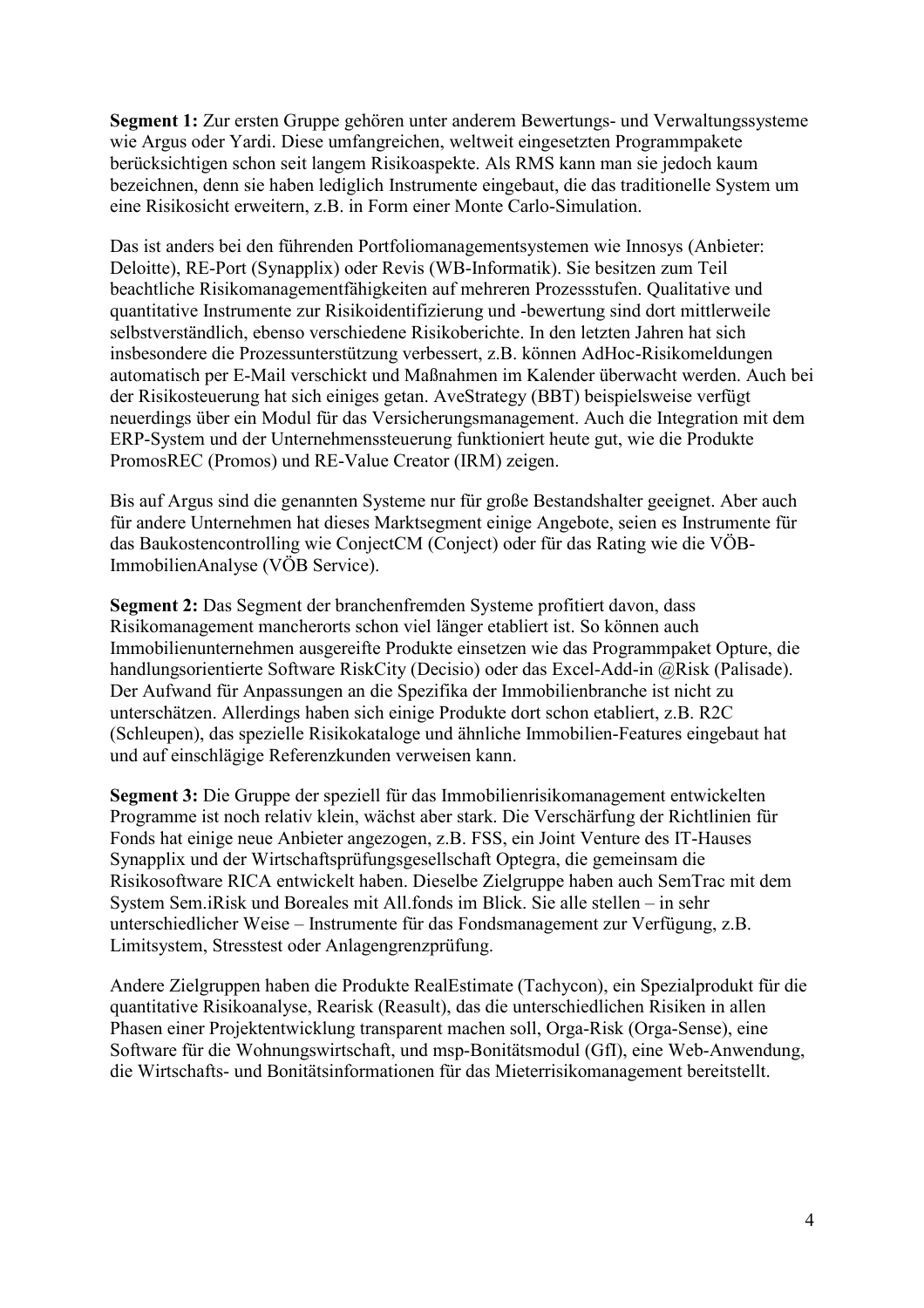**Segment 1:** Zur ersten Gruppe gehören unter anderem Bewertungs- und Verwaltungssysteme wie Argus oder Yardi. Diese umfangreichen, weltweit eingesetzten Programmpakete berücksichtigen schon seit langem Risikoaspekte. Als RMS kann man sie jedoch kaum bezeichnen, denn sie haben lediglich Instrumente eingebaut, die das traditionelle System um eine Risikosicht erweitern, z.B. in Form einer Monte Carlo-Simulation.

Das ist anders bei den führenden Portfoliomanagementsystemen wie Innosys (Anbieter: Deloitte), RE-Port (Synapplix) oder Revis (WB-Informatik). Sie besitzen zum Teil beachtliche Risikomanagementfähigkeiten auf mehreren Prozessstufen. Qualitative und quantitative Instrumente zur Risikoidentifizierung und -bewertung sind dort mittlerweile selbstverständlich, ebenso verschiedene Risikoberichte. In den letzten Jahren hat sich insbesondere die Prozessunterstützung verbessert, z.B. können AdHoc-Risikomeldungen automatisch per E-Mail verschickt und Maßnahmen im Kalender überwacht werden. Auch bei der Risikosteuerung hat sich einiges getan. AveStrategy (BBT) beispielsweise verfügt neuerdings über ein Modul für das Versicherungsmanagement. Auch die Integration mit dem ERP-System und der Unternehmenssteuerung funktioniert heute gut, wie die Produkte PromosREC (Promos) und RE-Value Creator (IRM) zeigen.

Bis auf Argus sind die genannten Systeme nur für große Bestandshalter geeignet. Aber auch für andere Unternehmen hat dieses Marktsegment einige Angebote, seien es Instrumente für das Baukostencontrolling wie ConjectCM (Conject) oder für das Rating wie die VÖB-ImmobilienAnalyse (VÖB Service).

**Segment 2:** Das Segment der branchenfremden Systeme profitiert davon, dass Risikomanagement mancherorts schon viel länger etabliert ist. So können auch Immobilienunternehmen ausgereifte Produkte einsetzen wie das Programmpaket Opture, die handlungsorientierte Software RiskCity (Decisio) oder das Excel-Add-in @Risk (Palisade). Der Aufwand für Anpassungen an die Spezifika der Immobilienbranche ist nicht zu unterschätzen. Allerdings haben sich einige Produkte dort schon etabliert, z.B. R2C (Schleupen), das spezielle Risikokataloge und ähnliche Immobilien-Features eingebaut hat und auf einschlägige Referenzkunden verweisen kann.

**Segment 3:** Die Gruppe der speziell für das Immobilienrisikomanagement entwickelten Programme ist noch relativ klein, wächst aber stark. Die Verschärfung der Richtlinien für Fonds hat einige neue Anbieter angezogen, z.B. FSS, ein Joint Venture des IT-Hauses Synapplix und der Wirtschaftsprüfungsgesellschaft Optegra, die gemeinsam die Risikosoftware RICA entwickelt haben. Dieselbe Zielgruppe haben auch SemTrac mit dem System Sem.iRisk und Boreales mit All.fonds im Blick. Sie alle stellen – in sehr unterschiedlicher Weise – Instrumente für das Fondsmanagement zur Verfügung, z.B. Limitsystem, Stresstest oder Anlagengrenzprüfung.

Andere Zielgruppen haben die Produkte RealEstimate (Tachycon), ein Spezialprodukt für die quantitative Risikoanalyse, Rearisk (Reasult), das die unterschiedlichen Risiken in allen Phasen einer Projektentwicklung transparent machen soll, Orga-Risk (Orga-Sense), eine Software für die Wohnungswirtschaft, und msp-Bonitätsmodul (GfI), eine Web-Anwendung, die Wirtschafts- und Bonitätsinformationen für das Mieterrisikomanagement bereitstellt.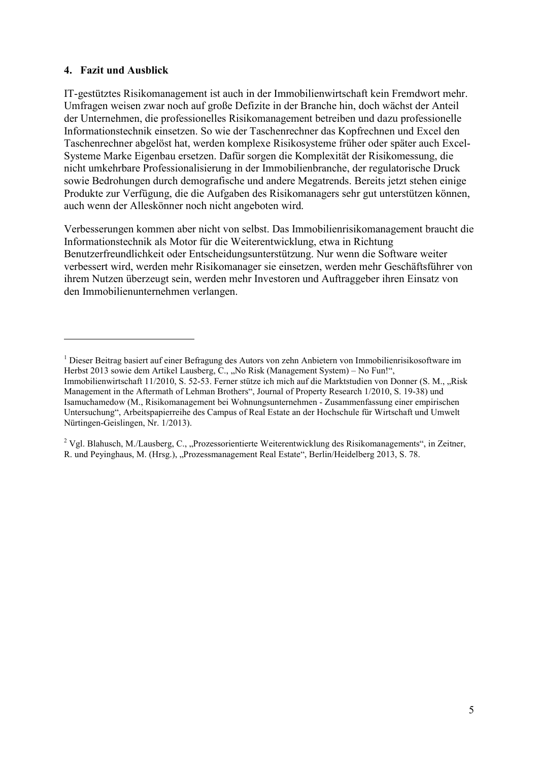## 4. Fazit und Ausblick

IT-gestütztes Risikomanagement ist auch in der Immobilienwirtschaft kein Fremdwort mehr. Umfragen weisen zwar noch auf große Defizite in der Branche hin, doch wächst der Anteil der Unternehmen, die professionelles Risikomanagement betreiben und dazu professionelle Informationstechnik einsetzen. So wie der Taschenrechner das Kopfrechnen und Excel den Taschenrechner abgelöst hat, werden komplexe Risikosysteme früher oder später auch Excel-Systeme Marke Eigenbau ersetzen. Dafür sorgen die Komplexität der Risikomessung, die nicht umkehrbare Professionalisierung in der Immobilienbranche, der regulatorische Druck sowie Bedrohungen durch demografische und andere Megatrends. Bereits jetzt stehen einige Produkte zur Verfügung, die die Aufgaben des Risikomanagers sehr gut unterstützen können, auch wenn der Alleskönner noch nicht angeboten wird.

Verbesserungen kommen aber nicht von selbst. Das Immobilienrisikomanagement braucht die Informationstechnik als Motor für die Weiterentwicklung, etwa in Richtung Benutzerfreundlichkeit oder Entscheidungsunterstützung. Nur wenn die Software weiter verbessert wird, werden mehr Risikomanager sie einsetzen, werden mehr Geschäftsführer von ihrem Nutzen überzeugt sein, werden mehr Investoren und Auftraggeber ihren Einsatz von den Immobilienunternehmen verlangen.

---

[1] Dieser Beitrag basiert auf einer Befragung des Autors von zehn Anbietern von Immobilienrisikosoftware im Herbst 2013 sowie dem Artikel Lausberg, C., „No Risk (Management System) – No Fun!“, Immobilienwirtschaft 11/2010, S. 52-53. Ferner stütze ich mich auf die Marktstudien von Donner (S. M., „Risk Management in the Aftermath of Lehman Brothers“, Journal of Property Research 1/2010, S. 19-38) und Isamuchamedow (M., Risikomanagement bei Wohnungsunternehmen - Zusammenfassung einer empirischen Untersuchung“, Arbeitspapierreihe des Campus of Real Estate an der Hochschule für Wirtschaft und Umwelt Nürtingen-Geislingen, Nr. 1/2013).

[2] Vgl. Blahusch, M./Lausberg, C., „Prozessorientierte Weiterentwicklung des Risikomanagements“, in Zeitner, R. und Peyinghaus, M. (Hrsg.), „Prozessmanagement Real Estate“, Berlin/Heidelberg 2013, S. 78.